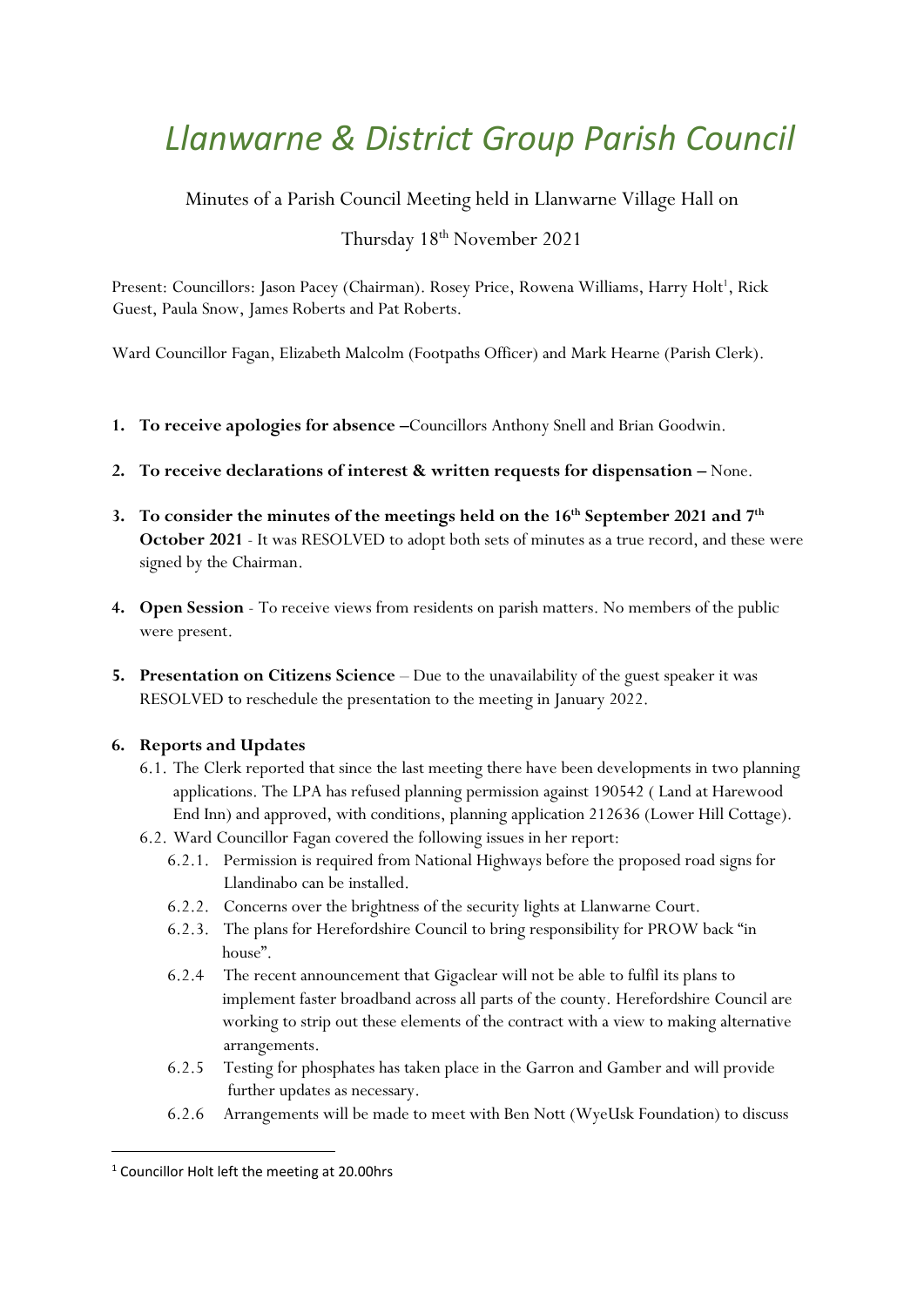# *Llanwarne & District Group Parish Council*

Minutes of a Parish Council Meeting held in Llanwarne Village Hall on

Thursday 18th November 2021

Present: Councillors: Jason Pacey (Chairman). Rosey Price, Rowena Williams, Harry Holt[1], Rick Guest, Paula Snow, James Roberts and Pat Roberts.

Ward Councillor Fagan, Elizabeth Malcolm (Footpaths Officer) and Mark Hearne (Parish Clerk).

1. **To receive apologies for absence –**Councillors Anthony Snell and Brian Goodwin.
2. **To receive declarations of interest & written requests for dispensation –** None.
3. **To consider the minutes of the meetings held on the 16th September 2021 and 7th October 2021** - It was RESOLVED to adopt both sets of minutes as a true record, and these were signed by the Chairman.
4. **Open Session** - To receive views from residents on parish matters. No members of the public were present.
5. **Presentation on Citizens Science** – Due to the unavailability of the guest speaker it was RESOLVED to reschedule the presentation to the meeting in January 2022.
6. **Reports and Updates**
   - 6.1. The Clerk reported that since the last meeting there have been developments in two planning applications. The LPA has refused planning permission against 190542 ( Land at Harewood End Inn) and approved, with conditions, planning application 212636 (Lower Hill Cottage).
   - 6.2. Ward Councillor Fagan covered the following issues in her report:
     - 6.2.1. Permission is required from National Highways before the proposed road signs for Llandinabo can be installed.
     - 6.2.2. Concerns over the brightness of the security lights at Llanwarne Court.
     - 6.2.3. The plans for Herefordshire Council to bring responsibility for PROW back "in house".
     - 6.2.4 The recent announcement that Gigaclear will not be able to fulfil its plans to implement faster broadband across all parts of the county. Herefordshire Council are working to strip out these elements of the contract with a view to making alternative arrangements.
     - 6.2.5 Testing for phosphates has taken place in the Garron and Gamber and will provide further updates as necessary.
     - 6.2.6 Arrangements will be made to meet with Ben Nott (WyeUsk Foundation) to discuss

[1] Councillor Holt left the meeting at 20.00hrs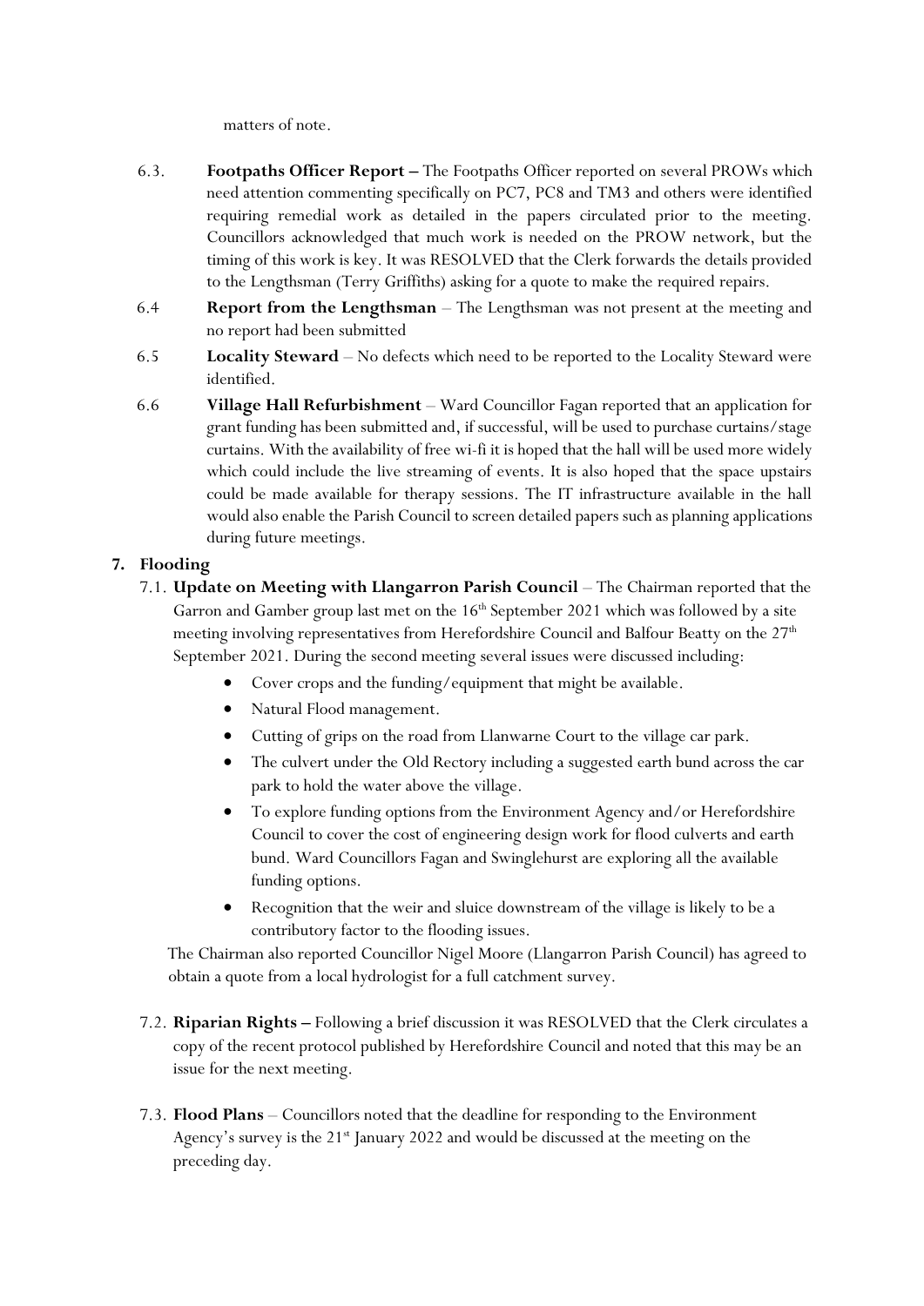matters of note.

6.3. **Footpaths Officer Report –** The Footpaths Officer reported on several PROWs which need attention commenting specifically on PC7, PC8 and TM3 and others were identified requiring remedial work as detailed in the papers circulated prior to the meeting. Councillors acknowledged that much work is needed on the PROW network, but the timing of this work is key. It was RESOLVED that the Clerk forwards the details provided to the Lengthsman (Terry Griffiths) asking for a quote to make the required repairs.

6.4 **Report from the Lengthsman** – The Lengthsman was not present at the meeting and no report had been submitted

6.5 **Locality Steward** – No defects which need to be reported to the Locality Steward were identified.

6.6 **Village Hall Refurbishment** – Ward Councillor Fagan reported that an application for grant funding has been submitted and, if successful, will be used to purchase curtains/stage curtains. With the availability of free wi-fi it is hoped that the hall will be used more widely which could include the live streaming of events. It is also hoped that the space upstairs could be made available for therapy sessions. The IT infrastructure available in the hall would also enable the Parish Council to screen detailed papers such as planning applications during future meetings.

**7. Flooding**

7.1. **Update on Meeting with Llangarron Parish Council** – The Chairman reported that the Garron and Gamber group last met on the 16th September 2021 which was followed by a site meeting involving representatives from Herefordshire Council and Balfour Beatty on the 27th September 2021. During the second meeting several issues were discussed including:

- Cover crops and the funding/equipment that might be available.
- Natural Flood management.
- Cutting of grips on the road from Llanwarne Court to the village car park.
- The culvert under the Old Rectory including a suggested earth bund across the car park to hold the water above the village.
- To explore funding options from the Environment Agency and/or Herefordshire Council to cover the cost of engineering design work for flood culverts and earth bund. Ward Councillors Fagan and Swinglehurst are exploring all the available funding options.
- Recognition that the weir and sluice downstream of the village is likely to be a contributory factor to the flooding issues.

The Chairman also reported Councillor Nigel Moore (Llangarron Parish Council) has agreed to obtain a quote from a local hydrologist for a full catchment survey.

7.2. **Riparian Rights –** Following a brief discussion it was RESOLVED that the Clerk circulates a copy of the recent protocol published by Herefordshire Council and noted that this may be an issue for the next meeting.

7.3. **Flood Plans** – Councillors noted that the deadline for responding to the Environment Agency's survey is the 21st January 2022 and would be discussed at the meeting on the preceding day.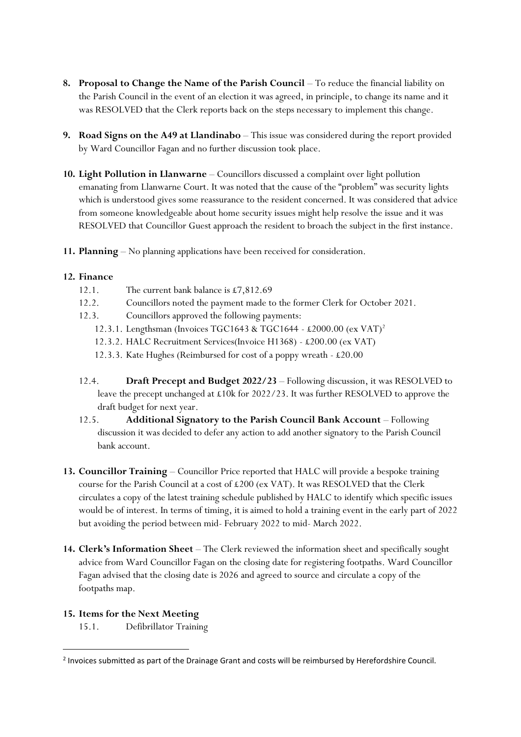8. **Proposal to Change the Name of the Parish Council** – To reduce the financial liability on the Parish Council in the event of an election it was agreed, in principle, to change its name and it was RESOLVED that the Clerk reports back on the steps necessary to implement this change.

9. **Road Signs on the A49 at Llandinabo** – This issue was considered during the report provided by Ward Councillor Fagan and no further discussion took place.

10. **Light Pollution in Llanwarne** – Councillors discussed a complaint over light pollution emanating from Llanwarne Court. It was noted that the cause of the "problem" was security lights which is understood gives some reassurance to the resident concerned. It was considered that advice from someone knowledgeable about home security issues might help resolve the issue and it was RESOLVED that Councillor Guest approach the resident to broach the subject in the first instance.

11. **Planning** – No planning applications have been received for consideration.

12. **Finance**
    - 12.1. The current bank balance is £7,812.69
    - 12.2. Councillors noted the payment made to the former Clerk for October 2021.
    - 12.3. Councillors approved the following payments:
        - 12.3.1. Lengthsman (Invoices TGC1643 & TGC1644 - £2000.00 (ex VAT)[2]
        - 12.3.2. HALC Recruitment Services(Invoice H1368) - £200.00 (ex VAT)
        - 12.3.3. Kate Hughes (Reimbursed for cost of a poppy wreath - £20.00
    - 12.4. **Draft Precept and Budget 2022/23** – Following discussion, it was RESOLVED to leave the precept unchanged at £10k for 2022/23. It was further RESOLVED to approve the draft budget for next year.
    - 12.5. **Additional Signatory to the Parish Council Bank Account** – Following discussion it was decided to defer any action to add another signatory to the Parish Council bank account.

13. **Councillor Training** – Councillor Price reported that HALC will provide a bespoke training course for the Parish Council at a cost of £200 (ex VAT). It was RESOLVED that the Clerk circulates a copy of the latest training schedule published by HALC to identify which specific issues would be of interest. In terms of timing, it is aimed to hold a training event in the early part of 2022 but avoiding the period between mid- February 2022 to mid- March 2022.

14. **Clerk's Information Sheet** – The Clerk reviewed the information sheet and specifically sought advice from Ward Councillor Fagan on the closing date for registering footpaths. Ward Councillor Fagan advised that the closing date is 2026 and agreed to source and circulate a copy of the footpaths map.

15. **Items for the Next Meeting**
    - 15.1. Defibrillator Training

---

[2] Invoices submitted as part of the Drainage Grant and costs will be reimbursed by Herefordshire Council.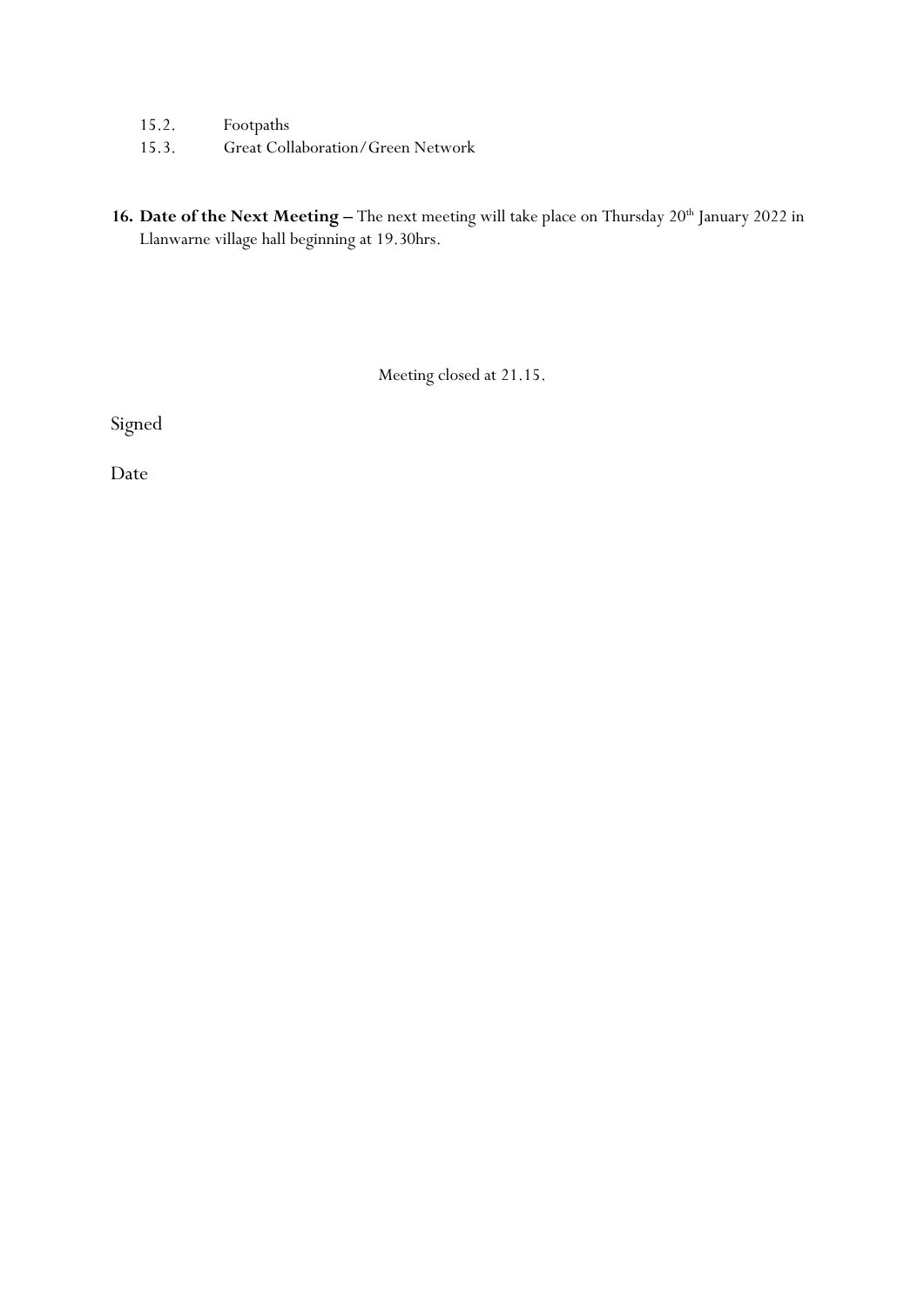15.2. Footpaths

15.3. Great Collaboration/Green Network

**16. Date of the Next Meeting –** The next meeting will take place on Thursday 20th January 2022 in Llanwarne village hall beginning at 19.30hrs.

Meeting closed at 21.15.

Signed

Date